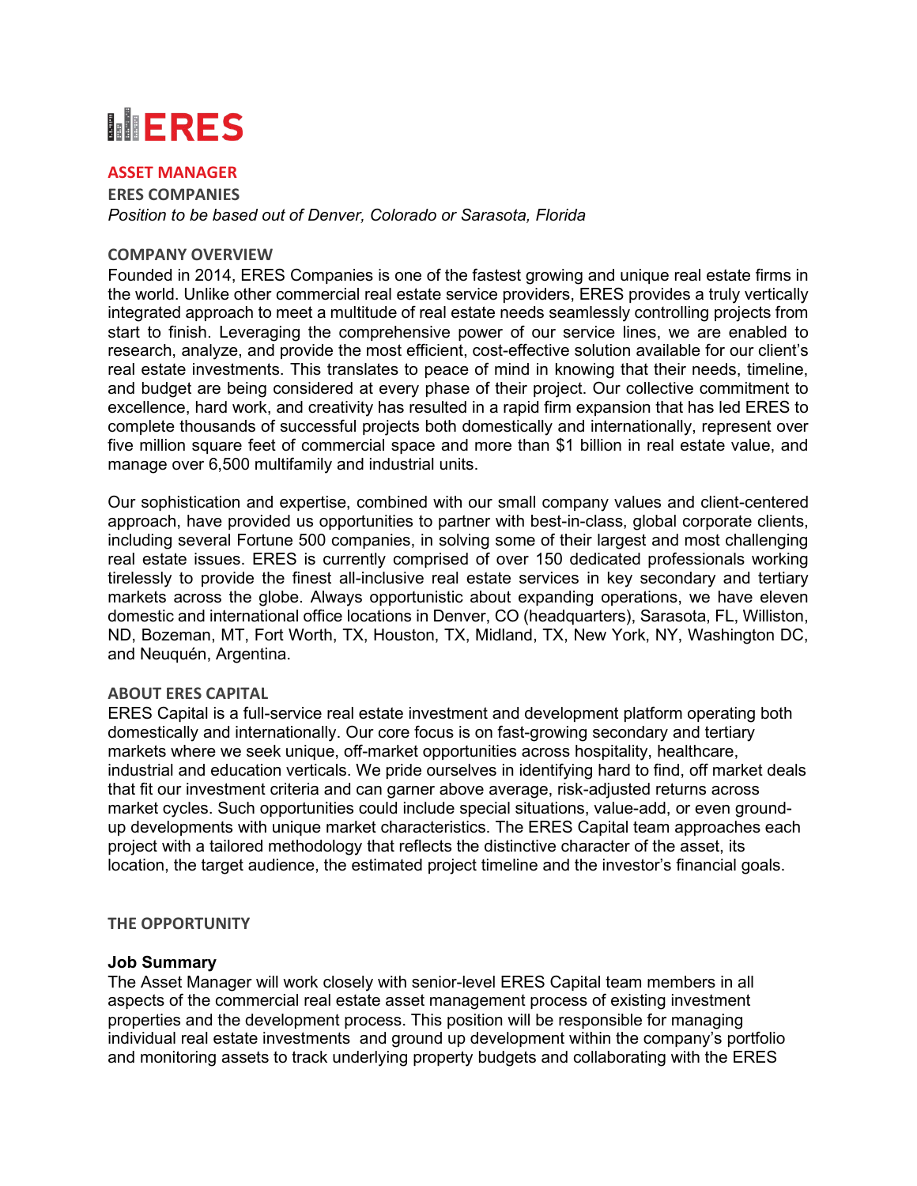# ERES

## ASSET MANAGER

**ERES COMPANIES**

*Position to be based out of Denver, Colorado or Sarasota, Florida*

### COMPANY OVERVIEW

Founded in 2014, ERES Companies is one of the fastest growing and unique real estate firms in the world. Unlike other commercial real estate service providers, ERES provides a truly vertically integrated approach to meet a multitude of real estate needs seamlessly controlling projects from start to finish. Leveraging the comprehensive power of our service lines, we are enabled to research, analyze, and provide the most efficient, cost-effective solution available for our client's real estate investments. This translates to peace of mind in knowing that their needs, timeline, and budget are being considered at every phase of their project. Our collective commitment to excellence, hard work, and creativity has resulted in a rapid firm expansion that has led ERES to complete thousands of successful projects both domestically and internationally, represent over five million square feet of commercial space and more than $1 billion in real estate value, and manage over 6,500 multifamily and industrial units.

Our sophistication and expertise, combined with our small company values and client-centered approach, have provided us opportunities to partner with best-in-class, global corporate clients, including several Fortune 500 companies, in solving some of their largest and most challenging real estate issues. ERES is currently comprised of over 150 dedicated professionals working tirelessly to provide the finest all-inclusive real estate services in key secondary and tertiary markets across the globe. Always opportunistic about expanding operations, we have eleven domestic and international office locations in Denver, CO (headquarters), Sarasota, FL, Williston, ND, Bozeman, MT, Fort Worth, TX, Houston, TX, Midland, TX, New York, NY, Washington DC, and Neuquén, Argentina.

### ABOUT ERES CAPITAL

ERES Capital is a full-service real estate investment and development platform operating both domestically and internationally. Our core focus is on fast-growing secondary and tertiary markets where we seek unique, off-market opportunities across hospitality, healthcare, industrial and education verticals. We pride ourselves in identifying hard to find, off market deals that fit our investment criteria and can garner above average, risk-adjusted returns across market cycles. Such opportunities could include special situations, value-add, or even ground-up developments with unique market characteristics. The ERES Capital team approaches each project with a tailored methodology that reflects the distinctive character of the asset, its location, the target audience, the estimated project timeline and the investor's financial goals.

### THE OPPORTUNITY

**Job Summary**

The Asset Manager will work closely with senior-level ERES Capital team members in all aspects of the commercial real estate asset management process of existing investment properties and the development process. This position will be responsible for managing individual real estate investments and ground up development within the company's portfolio and monitoring assets to track underlying property budgets and collaborating with the ERES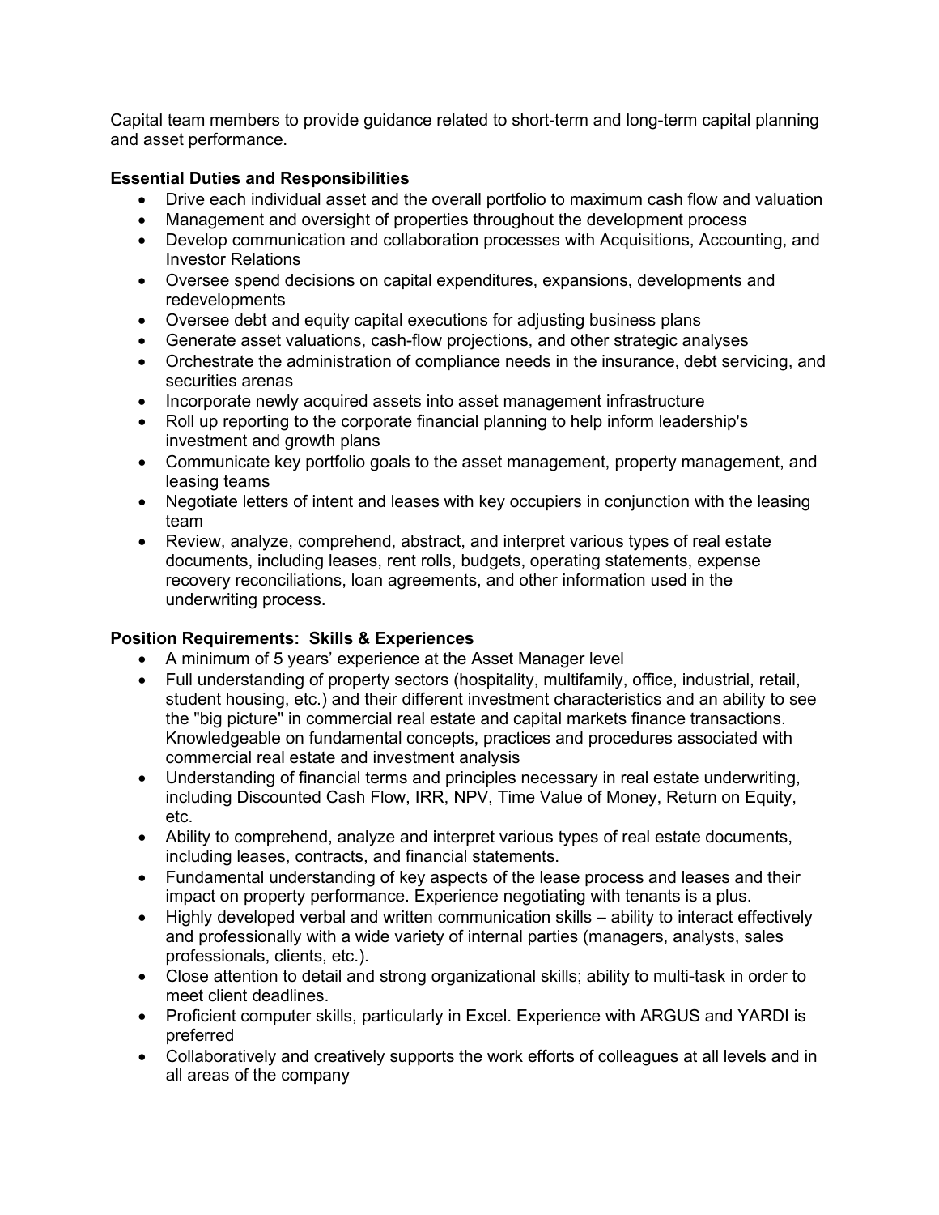Capital team members to provide guidance related to short-term and long-term capital planning and asset performance.

**Essential Duties and Responsibilities**

- Drive each individual asset and the overall portfolio to maximum cash flow and valuation
- Management and oversight of properties throughout the development process
- Develop communication and collaboration processes with Acquisitions, Accounting, and Investor Relations
- Oversee spend decisions on capital expenditures, expansions, developments and redevelopments
- Oversee debt and equity capital executions for adjusting business plans
- Generate asset valuations, cash-flow projections, and other strategic analyses
- Orchestrate the administration of compliance needs in the insurance, debt servicing, and securities arenas
- Incorporate newly acquired assets into asset management infrastructure
- Roll up reporting to the corporate financial planning to help inform leadership's investment and growth plans
- Communicate key portfolio goals to the asset management, property management, and leasing teams
- Negotiate letters of intent and leases with key occupiers in conjunction with the leasing team
- Review, analyze, comprehend, abstract, and interpret various types of real estate documents, including leases, rent rolls, budgets, operating statements, expense recovery reconciliations, loan agreements, and other information used in the underwriting process.

**Position Requirements: Skills & Experiences**

- A minimum of 5 years' experience at the Asset Manager level
- Full understanding of property sectors (hospitality, multifamily, office, industrial, retail, student housing, etc.) and their different investment characteristics and an ability to see the "big picture" in commercial real estate and capital markets finance transactions. Knowledgeable on fundamental concepts, practices and procedures associated with commercial real estate and investment analysis
- Understanding of financial terms and principles necessary in real estate underwriting, including Discounted Cash Flow, IRR, NPV, Time Value of Money, Return on Equity, etc.
- Ability to comprehend, analyze and interpret various types of real estate documents, including leases, contracts, and financial statements.
- Fundamental understanding of key aspects of the lease process and leases and their impact on property performance. Experience negotiating with tenants is a plus.
- Highly developed verbal and written communication skills – ability to interact effectively and professionally with a wide variety of internal parties (managers, analysts, sales professionals, clients, etc.).
- Close attention to detail and strong organizational skills; ability to multi-task in order to meet client deadlines.
- Proficient computer skills, particularly in Excel. Experience with ARGUS and YARDI is preferred
- Collaboratively and creatively supports the work efforts of colleagues at all levels and in all areas of the company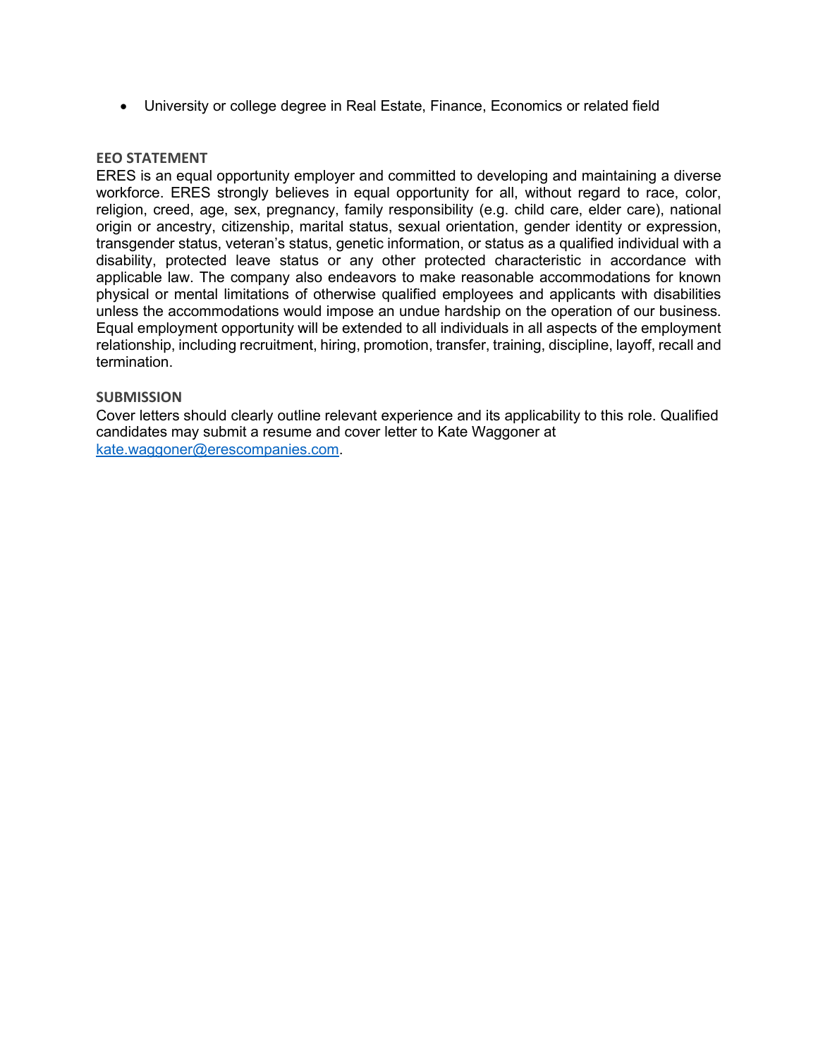- University or college degree in Real Estate, Finance, Economics or related field

## EEO STATEMENT

ERES is an equal opportunity employer and committed to developing and maintaining a diverse workforce. ERES strongly believes in equal opportunity for all, without regard to race, color, religion, creed, age, sex, pregnancy, family responsibility (e.g. child care, elder care), national origin or ancestry, citizenship, marital status, sexual orientation, gender identity or expression, transgender status, veteran's status, genetic information, or status as a qualified individual with a disability, protected leave status or any other protected characteristic in accordance with applicable law. The company also endeavors to make reasonable accommodations for known physical or mental limitations of otherwise qualified employees and applicants with disabilities unless the accommodations would impose an undue hardship on the operation of our business. Equal employment opportunity will be extended to all individuals in all aspects of the employment relationship, including recruitment, hiring, promotion, transfer, training, discipline, layoff, recall and termination.

## SUBMISSION

Cover letters should clearly outline relevant experience and its applicability to this role. Qualified candidates may submit a resume and cover letter to Kate Waggoner at [kate.waggoner@erescompanies.com](mailto:kate.waggoner@erescompanies.com).